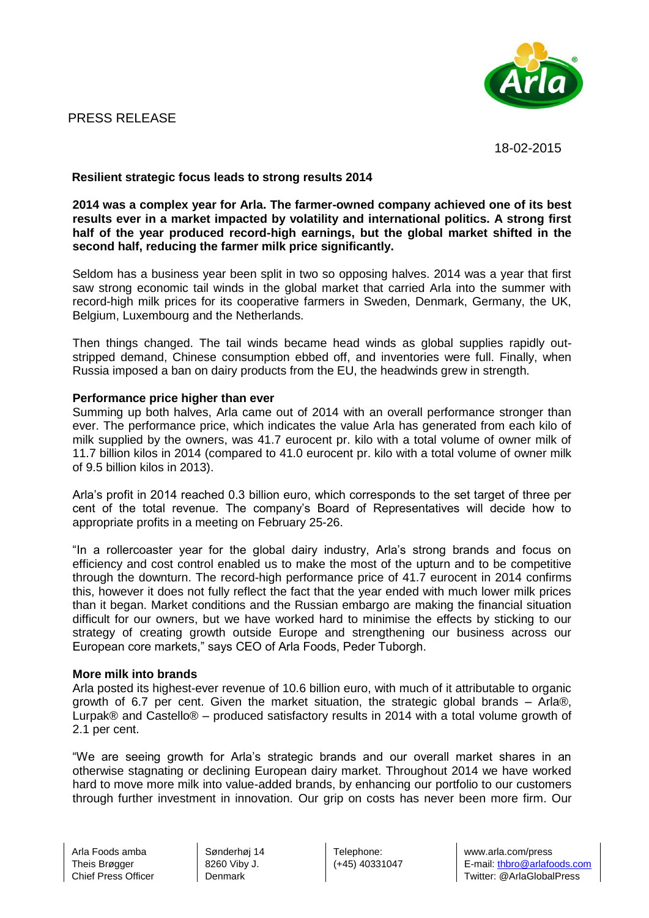PRESS RELEASE

18-02-2015

## Resilient strategic focus leads to strong results 2014

**2014 was a complex year for Arla. The farmer-owned company achieved one of its best results ever in a market impacted by volatility and international politics. A strong first half of the year produced record-high earnings, but the global market shifted in the second half, reducing the farmer milk price significantly.**

Seldom has a business year been split in two so opposing halves. 2014 was a year that first saw strong economic tail winds in the global market that carried Arla into the summer with record-high milk prices for its cooperative farmers in Sweden, Denmark, Germany, the UK, Belgium, Luxembourg and the Netherlands.

Then things changed. The tail winds became head winds as global supplies rapidly out-stripped demand, Chinese consumption ebbed off, and inventories were full. Finally, when Russia imposed a ban on dairy products from the EU, the headwinds grew in strength.

**Performance price higher than ever**

Summing up both halves, Arla came out of 2014 with an overall performance stronger than ever. The performance price, which indicates the value Arla has generated from each kilo of milk supplied by the owners, was 41.7 eurocent pr. kilo with a total volume of owner milk of 11.7 billion kilos in 2014 (compared to 41.0 eurocent pr. kilo with a total volume of owner milk of 9.5 billion kilos in 2013).

Arla's profit in 2014 reached 0.3 billion euro, which corresponds to the set target of three per cent of the total revenue. The company's Board of Representatives will decide how to appropriate profits in a meeting on February 25-26.

"In a rollercoaster year for the global dairy industry, Arla's strong brands and focus on efficiency and cost control enabled us to make the most of the upturn and to be competitive through the downturn. The record-high performance price of 41.7 eurocent in 2014 confirms this, however it does not fully reflect the fact that the year ended with much lower milk prices than it began. Market conditions and the Russian embargo are making the financial situation difficult for our owners, but we have worked hard to minimise the effects by sticking to our strategy of creating growth outside Europe and strengthening our business across our European core markets," says CEO of Arla Foods, Peder Tuborgh.

**More milk into brands**

Arla posted its highest-ever revenue of 10.6 billion euro, with much of it attributable to organic growth of 6.7 per cent. Given the market situation, the strategic global brands – Arla®, Lurpak® and Castello® – produced satisfactory results in 2014 with a total volume growth of 2.1 per cent.

"We are seeing growth for Arla's strategic brands and our overall market shares in an otherwise stagnating or declining European dairy market. Throughout 2014 we have worked hard to move more milk into value-added brands, by enhancing our portfolio to our customers through further investment in innovation. Our grip on costs has never been more firm. Our

Arla Foods amba
Theis Brøgger
Chief Press Officer

Sønderhøj 14
8260 Viby J.
Denmark

Telephone:
(+45) 40331047

www.arla.com/press
E-mail: thbro@arlafoods.com
Twitter: @ArlaGlobalPress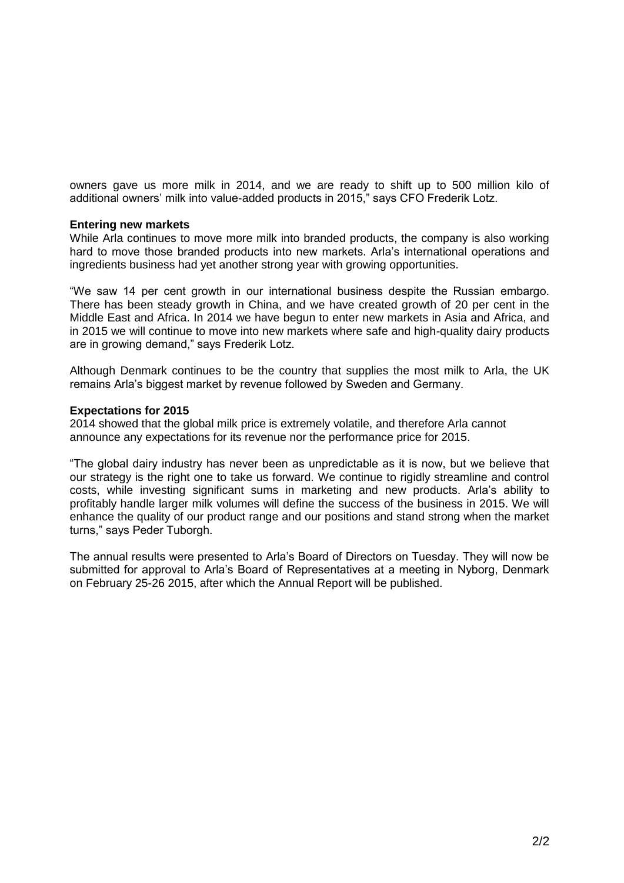owners gave us more milk in 2014, and we are ready to shift up to 500 million kilo of additional owners' milk into value-added products in 2015," says CFO Frederik Lotz.

**Entering new markets**

While Arla continues to move more milk into branded products, the company is also working hard to move those branded products into new markets. Arla's international operations and ingredients business had yet another strong year with growing opportunities.

"We saw 14 per cent growth in our international business despite the Russian embargo. There has been steady growth in China, and we have created growth of 20 per cent in the Middle East and Africa. In 2014 we have begun to enter new markets in Asia and Africa, and in 2015 we will continue to move into new markets where safe and high-quality dairy products are in growing demand," says Frederik Lotz.

Although Denmark continues to be the country that supplies the most milk to Arla, the UK remains Arla's biggest market by revenue followed by Sweden and Germany.

**Expectations for 2015**

2014 showed that the global milk price is extremely volatile, and therefore Arla cannot announce any expectations for its revenue nor the performance price for 2015.

"The global dairy industry has never been as unpredictable as it is now, but we believe that our strategy is the right one to take us forward. We continue to rigidly streamline and control costs, while investing significant sums in marketing and new products. Arla's ability to profitably handle larger milk volumes will define the success of the business in 2015. We will enhance the quality of our product range and our positions and stand strong when the market turns," says Peder Tuborgh.

The annual results were presented to Arla's Board of Directors on Tuesday. They will now be submitted for approval to Arla's Board of Representatives at a meeting in Nyborg, Denmark on February 25-26 2015, after which the Annual Report will be published.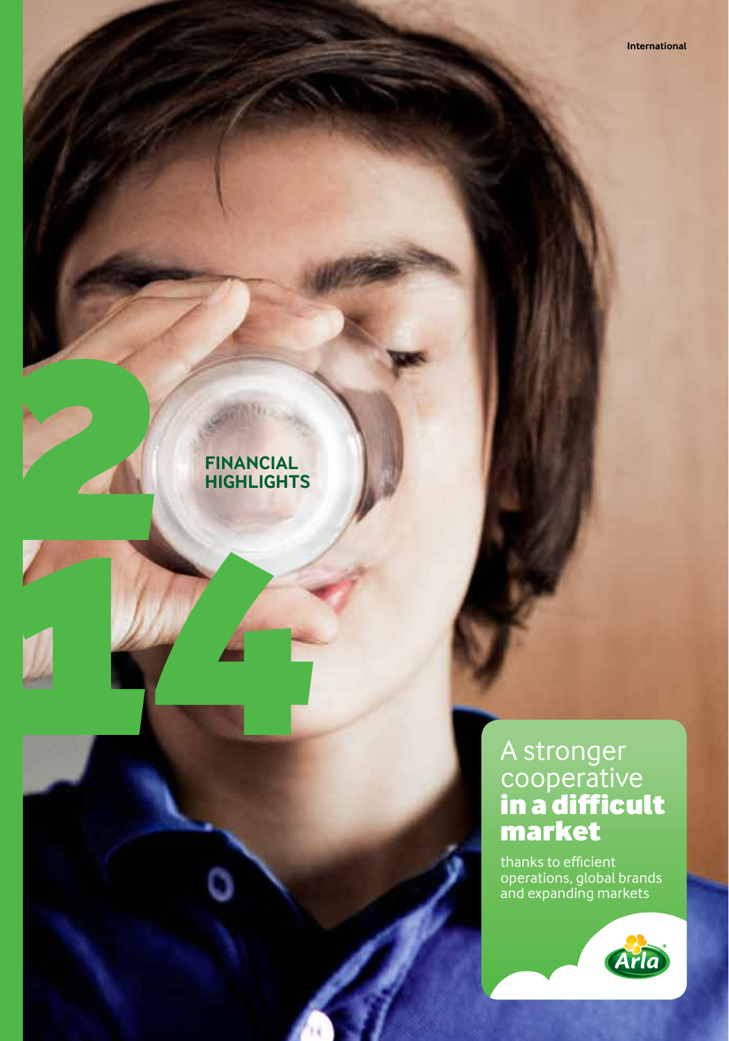International

# 2014 FINANCIAL HIGHLIGHTS

## A stronger cooperative **in a difficult market**

thanks to efficient operations, global brands and expanding markets

Arla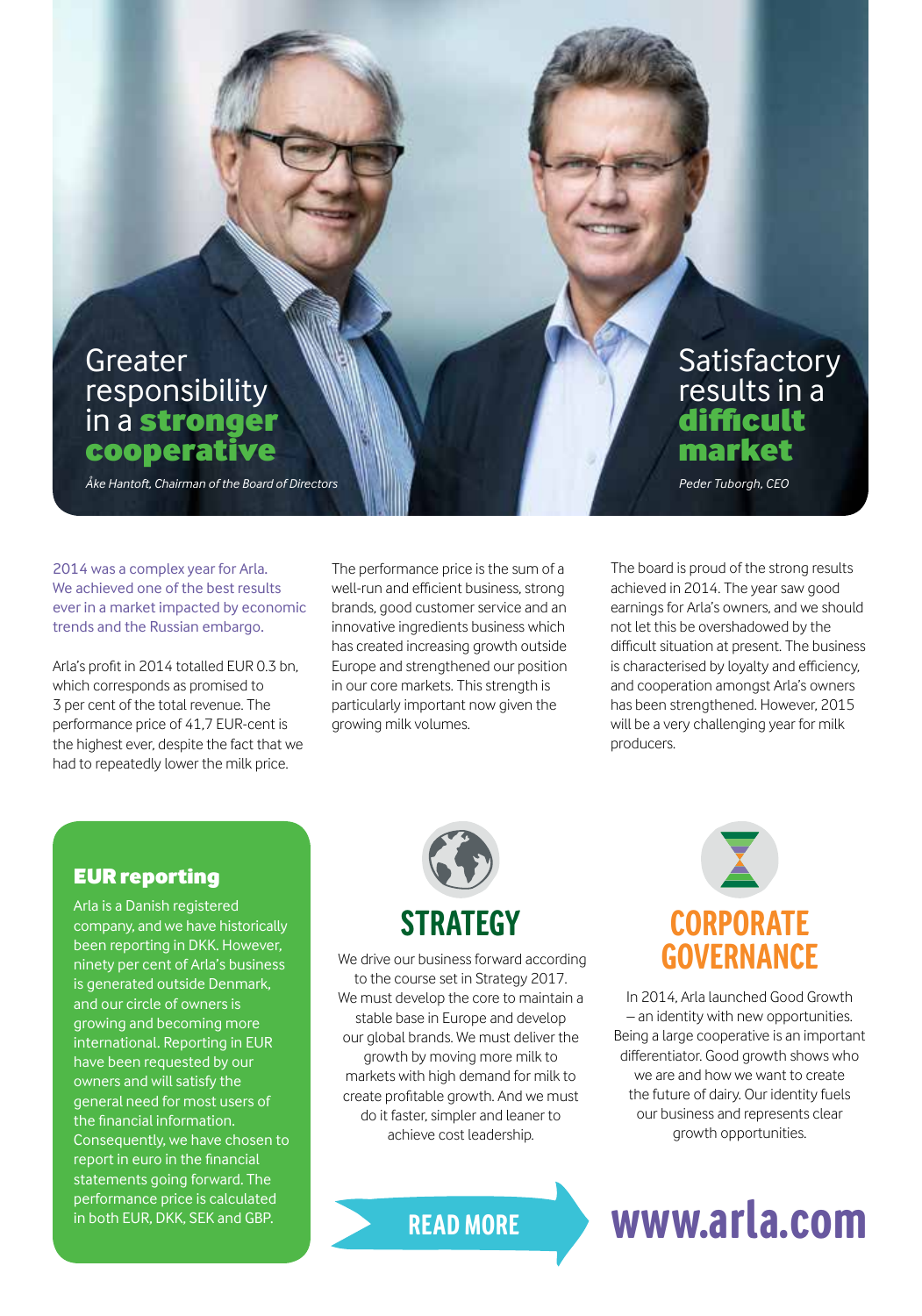## Greater responsibility in a **stronger cooperative**

*Åke Hantoft, Chairman of the Board of Directors*

## Satisfactory results in a **difficult market**

*Peder Tuborgh, CEO*

2014 was a complex year for Arla. We achieved one of the best results ever in a market impacted by economic trends and the Russian embargo.

Arla's profit in 2014 totalled EUR 0.3 bn, which corresponds as promised to 3 per cent of the total revenue. The performance price of 41,7 EUR-cent is the highest ever, despite the fact that we had to repeatedly lower the milk price.

The performance price is the sum of a well-run and efficient business, strong brands, good customer service and an innovative ingredients business which has created increasing growth outside Europe and strengthened our position in our core markets. This strength is particularly important now given the growing milk volumes.

The board is proud of the strong results achieved in 2014. The year saw good earnings for Arla's owners, and we should not let this be overshadowed by the difficult situation at present. The business is characterised by loyalty and efficiency, and cooperation amongst Arla's owners has been strengthened. However, 2015 will be a very challenging year for milk producers.

### EUR reporting

Arla is a Danish registered company, and we have historically been reporting in DKK. However, ninety per cent of Arla's business is generated outside Denmark, and our circle of owners is growing and becoming more international. Reporting in EUR have been requested by our owners and will satisfy the general need for most users of the financial information. Consequently, we have chosen to report in euro in the financial statements going forward. The performance price is calculated in both EUR, DKK, SEK and GBP.

### STRATEGY

We drive our business forward according to the course set in Strategy 2017. We must develop the core to maintain a stable base in Europe and develop our global brands. We must deliver the growth by moving more milk to markets with high demand for milk to create profitable growth. And we must do it faster, simpler and leaner to achieve cost leadership.

### CORPORATE GOVERNANCE

In 2014, Arla launched Good Growth – an identity with new opportunities. Being a large cooperative is an important differentiator. Good growth shows who we are and how we want to create the future of dairy. Our identity fuels our business and represents clear growth opportunities.

READ MORE **www.arla.com**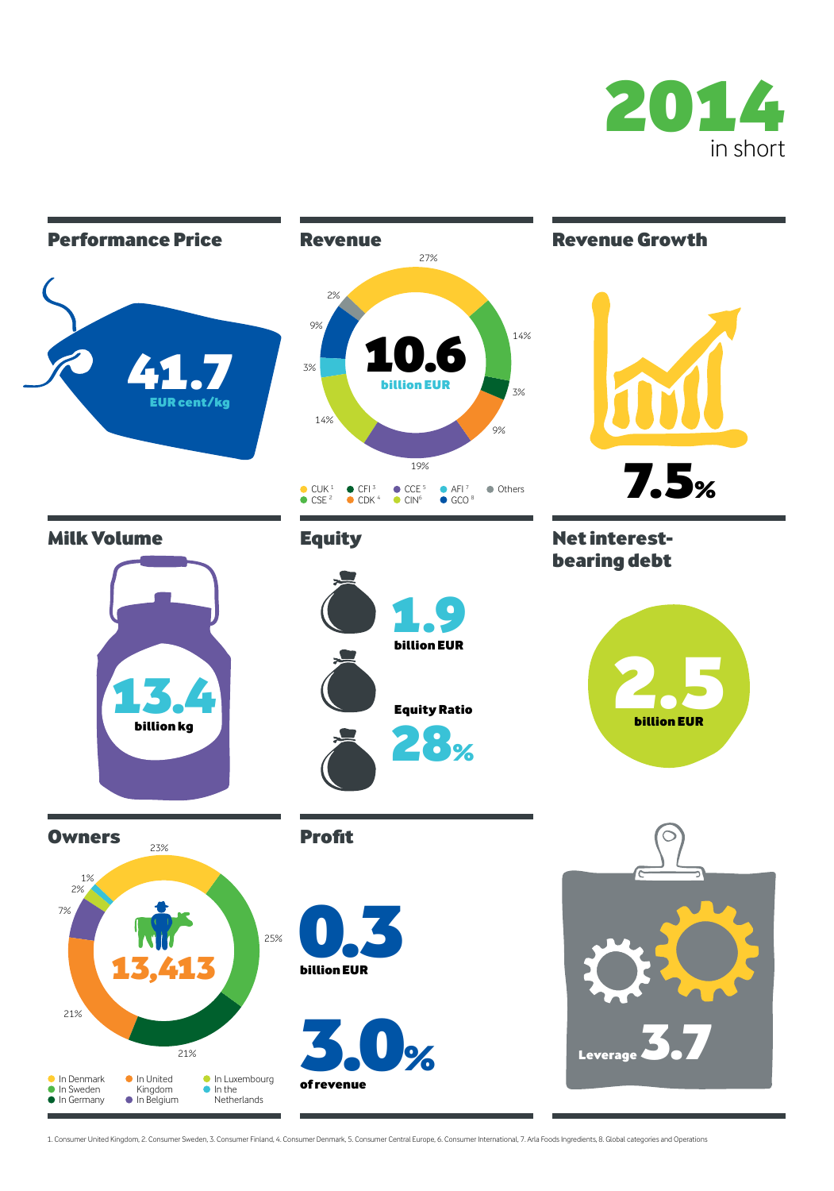# 2014 in short

## Performance Price

41.7 EUR cent/kg

## Revenue

10.6 billion EUR

27%, 14%, 3%, 9%, 19%, 14%, 3%, 9%, 2%

- CUK [1]
- CSE [2]
- CFI [3]
- CDK [4]
- CCE [5]
- CIN [6]
- AFI [7]
- GCO [8]
- Others

## Revenue Growth

7.5%

## Milk Volume

13.4 billion kg

## Equity

1.9 billion EUR

Equity Ratio 28%

## Net interest-bearing debt

2.5 billion EUR

## Owners

13,413

23%, 25%, 21%, 21%, 7%, 2%, 1%

- In Denmark
- In Sweden
- In Germany
- In United Kingdom
- In Belgium
- In Luxembourg
- In the Netherlands

## Profit

0.3 billion EUR

3.0% of revenue

Leverage 3.7

1. Consumer United Kingdom, 2. Consumer Sweden, 3. Consumer Finland, 4. Consumer Denmark, 5. Consumer Central Europe, 6. Consumer International, 7. Arla Foods Ingredients, 8. Global categories and Operations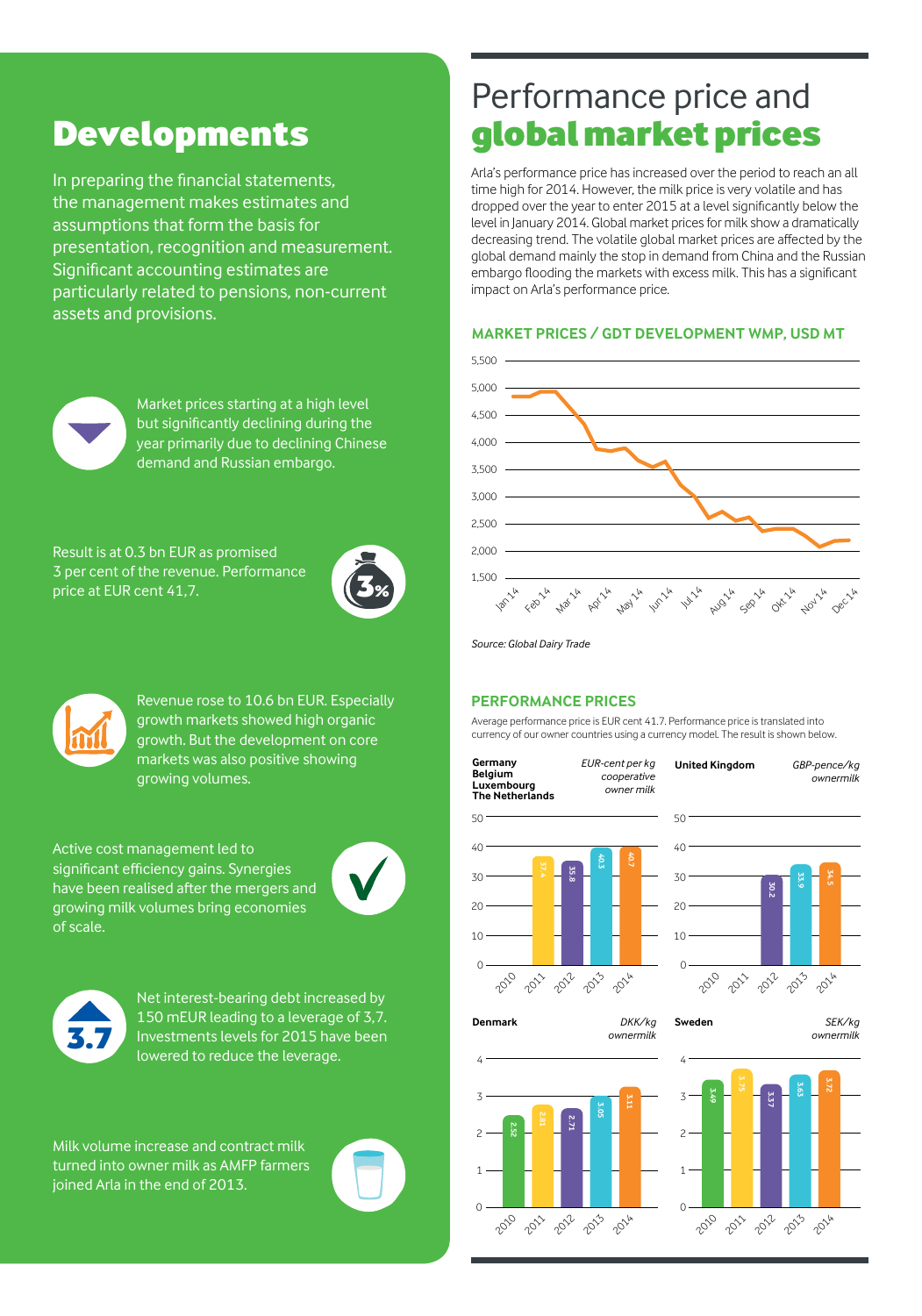# Developments

In preparing the financial statements, the management makes estimates and assumptions that form the basis for presentation, recognition and measurement. Significant accounting estimates are particularly related to pensions, non-current assets and provisions.

Market prices starting at a high level but significantly declining during the year primarily due to declining Chinese demand and Russian embargo.

Result is at 0.3 bn EUR as promised 3 per cent of the revenue. Performance price at EUR cent 41,7.

Revenue rose to 10.6 bn EUR. Especially growth markets showed high organic growth. But the development on core markets was also positive showing growing volumes.

Active cost management led to significant efficiency gains. Synergies have been realised after the mergers and growing milk volumes bring economies of scale.

Net interest-bearing debt increased by 150 mEUR leading to a leverage of 3,7. Investments levels for 2015 have been lowered to reduce the leverage.

Milk volume increase and contract milk turned into owner milk as AMFP farmers joined Arla in the end of 2013.

# Performance price and **global market prices**

Arla's performance price has increased over the period to reach an all time high for 2014. However, the milk price is very volatile and has dropped over the year to enter 2015 at a level significantly below the level in January 2014. Global market prices for milk show a dramatically decreasing trend. The volatile global market prices are affected by the global demand mainly the stop in demand from China and the Russian embargo flooding the markets with excess milk. This has a significant impact on Arla's performance price.

## MARKET PRICES / GDT DEVELOPMENT WMP, USD MT

Source: Global Dairy Trade

## PERFORMANCE PRICES

Average performance price is EUR cent 41.7. Performance price is translated into currency of our owner countries using a currency model. The result is shown below.

**Germany, Belgium, Luxembourg, The Netherlands** (EUR-cent per kg cooperative owner milk)

| 2010 | 2011 | 2012 | 2013 | 2014 |
|---|---|---|---|---|
| | 37.4 | 35.8 | 40.3 | 40.7 |

**United Kingdom** (GBP-pence/kg ownermilk)

| 2010 | 2011 | 2012 | 2013 | 2014 |
|---|---|---|---|---|
| | | 30.2 | 33.9 | 34.5 |

**Denmark** (DKK/kg ownermilk)

| 2010 | 2011 | 2012 | 2013 | 2014 |
|---|---|---|---|---|
| 2.52 | 2.81 | 2.71 | 3.05 | 3.11 |

**Sweden** (SEK/kg ownermilk)

| 2010 | 2011 | 2012 | 2013 | 2014 |
|---|---|---|---|---|
| 3.49 | 3.75 | 3.37 | 3.63 | 3.72 |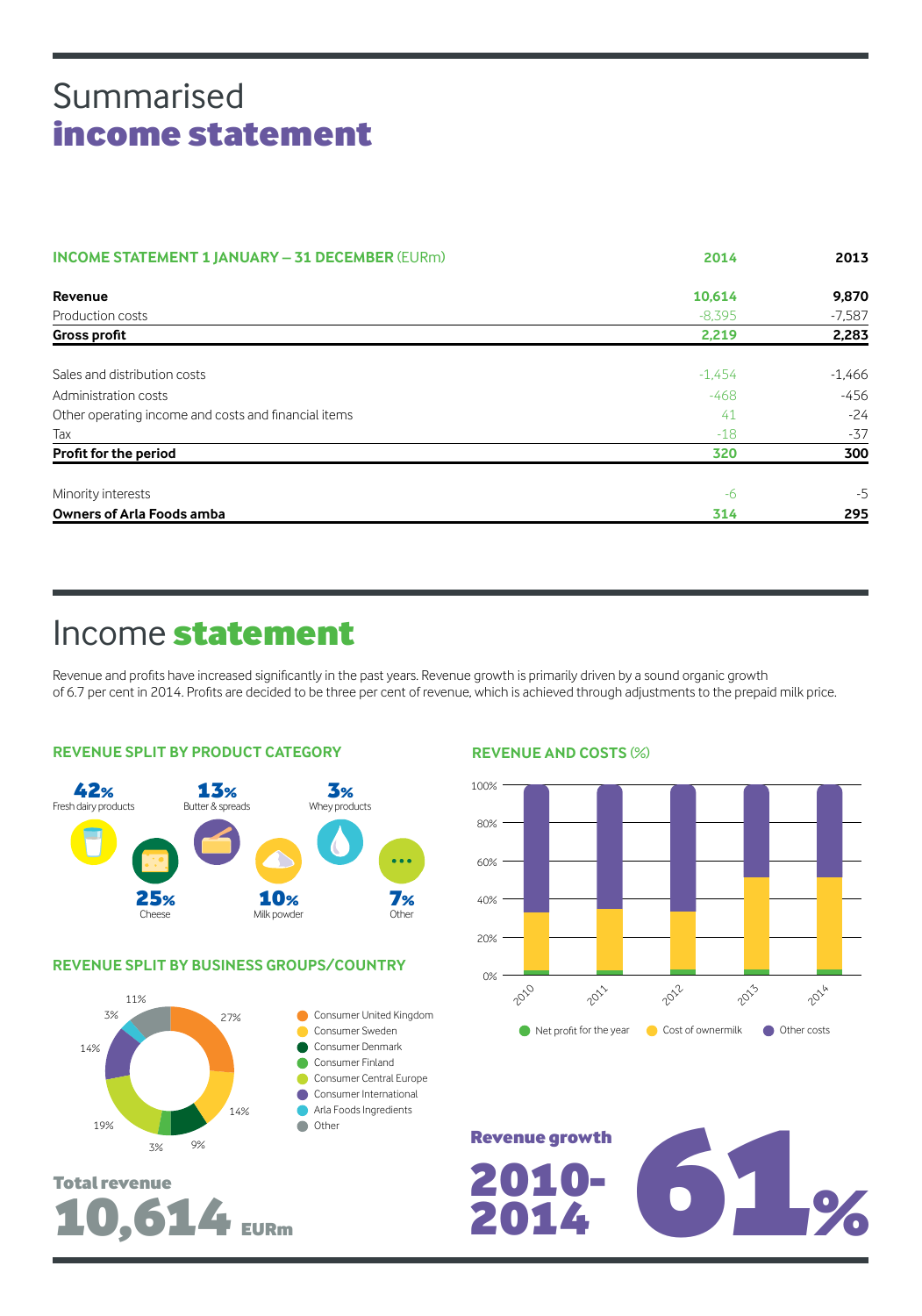# Summarised **income statement**

| INCOME STATEMENT 1 JANUARY – 31 DECEMBER (EURm) | 2014 | 2013 |
|---|---|---|
| **Revenue** | **10,614** | **9,870** |
| Production costs | -8,395 | -7,587 |
| **Gross profit** | **2,219** | **2,283** |
| Sales and distribution costs | -1,454 | -1,466 |
| Administration costs | -468 | -456 |
| Other operating income and costs and financial items | 41 | -24 |
| Tax | -18 | -37 |
| **Profit for the period** | **320** | **300** |
| Minority interests | -6 | -5 |
| **Owners of Arla Foods amba** | **314** | **295** |

# Income **statement**

Revenue and profits have increased significantly in the past years. Revenue growth is primarily driven by a sound organic growth of 6.7 per cent in 2014. Profits are decided to be three per cent of revenue, which is achieved through adjustments to the prepaid milk price.

### REVENUE SPLIT BY PRODUCT CATEGORY

- **42%** Fresh dairy products
- **25%** Cheese
- **13%** Butter & spreads
- **10%** Milk powder
- **3%** Whey products
- **7%** Other

### REVENUE SPLIT BY BUSINESS GROUPS/COUNTRY

- Consumer United Kingdom 27%
- Consumer Sweden 14%
- Consumer Denmark 9%
- Consumer Finland 3%
- Consumer Central Europe 19%
- Consumer International 14%
- Arla Foods Ingredients 3%
- Other 11%

**Total revenue**

**10,614 EURm**

### REVENUE AND COSTS (%)

Years: 2010, 2011, 2012, 2013, 2014

Legend: Net profit for the year, Cost of ownermilk, Other costs

**Revenue growth 2010-2014**

**61%**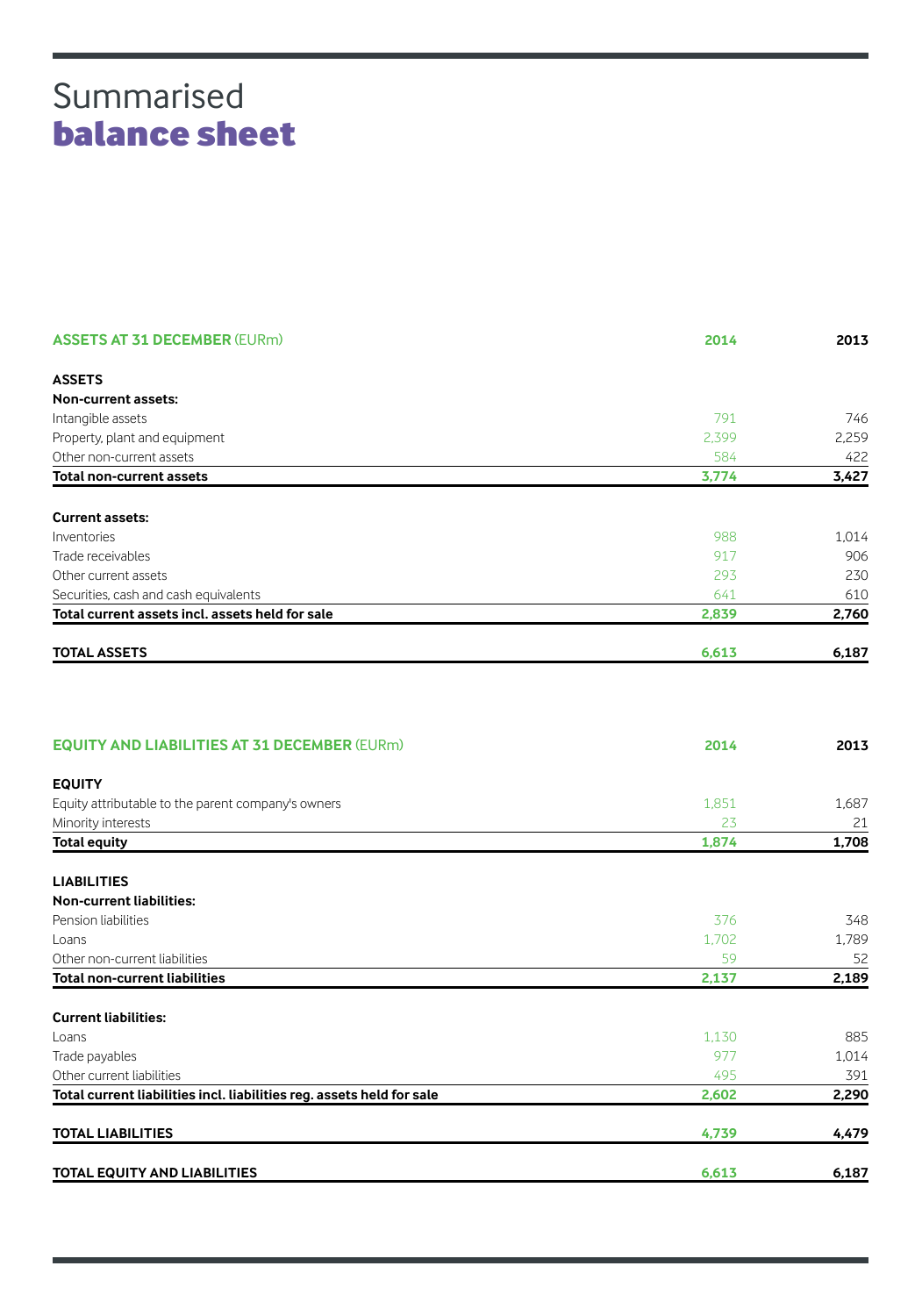# Summarised **balance sheet**

| ASSETS AT 31 DECEMBER (EURm) | 2014 | 2013 |
|---|---|---|
| **ASSETS** | | |
| **Non-current assets:** | | |
| Intangible assets | 791 | 746 |
| Property, plant and equipment | 2,399 | 2,259 |
| Other non-current assets | 584 | 422 |
| **Total non-current assets** | **3,774** | **3,427** |
| **Current assets:** | | |
| Inventories | 988 | 1,014 |
| Trade receivables | 917 | 906 |
| Other current assets | 293 | 230 |
| Securities, cash and cash equivalents | 641 | 610 |
| **Total current assets incl. assets held for sale** | **2,839** | **2,760** |
| **TOTAL ASSETS** | **6,613** | **6,187** |

| EQUITY AND LIABILITIES AT 31 DECEMBER (EURm) | 2014 | 2013 |
|---|---|---|
| **EQUITY** | | |
| Equity attributable to the parent company's owners | 1,851 | 1,687 |
| Minority interests | 23 | 21 |
| **Total equity** | **1,874** | **1,708** |
| **LIABILITIES** | | |
| **Non-current liabilities:** | | |
| Pension liabilities | 376 | 348 |
| Loans | 1,702 | 1,789 |
| Other non-current liabilities | 59 | 52 |
| **Total non-current liabilities** | **2,137** | **2,189** |
| **Current liabilities:** | | |
| Loans | 1,130 | 885 |
| Trade payables | 977 | 1,014 |
| Other current liabilities | 495 | 391 |
| **Total current liabilities incl. liabilities reg. assets held for sale** | **2,602** | **2,290** |
| **TOTAL LIABILITIES** | **4,739** | **4,479** |
| **TOTAL EQUITY AND LIABILITIES** | **6,613** | **6,187** |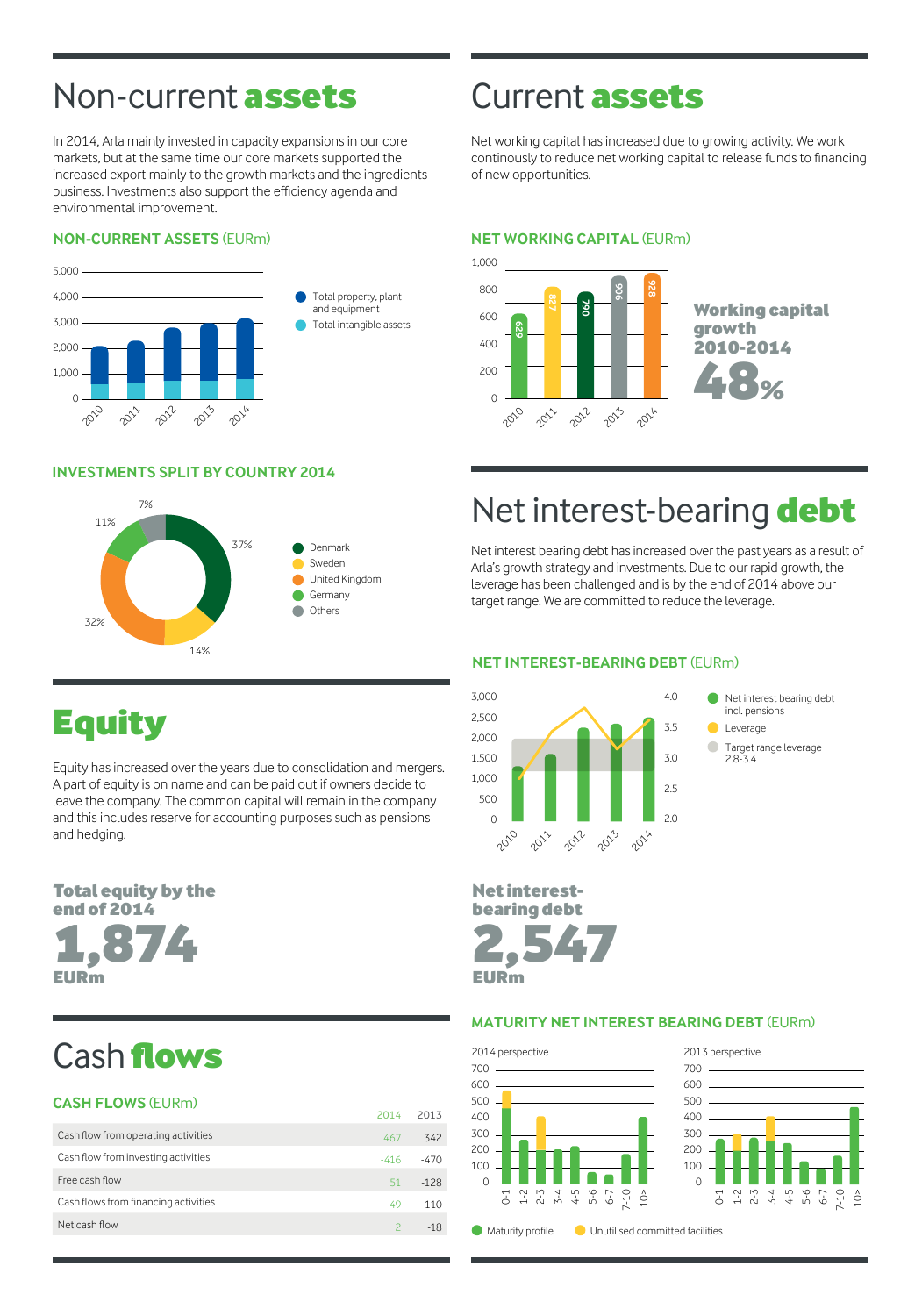# Non-current **assets**

In 2014, Arla mainly invested in capacity expansions in our core markets, but at the same time our core markets supported the increased export mainly to the growth markets and the ingredients business. Investments also support the efficiency agenda and environmental improvement.

### NON-CURRENT ASSETS (EURm)

Total property, plant and equipment
Total intangible assets

5,000
4,000
3,000
2,000
1,000
0

2010 2011 2012 2013 2014

### INVESTMENTS SPLIT BY COUNTRY 2014

| Country | Share |
|---|---|
| Denmark | 37% |
| Sweden | 14% |
| United Kingdom | 32% |
| Germany | 11% |
| Others | 7% |

# Current **assets**

Net working capital has increased due to growing activity. We work continosly to reduce net working capital to release funds to financing of new opportunities.

### NET WORKING CAPITAL (EURm)

| Year | Net working capital |
|---|---|
| 2010 | 629 |
| 2011 | 827 |
| 2012 | 790 |
| 2013 | 906 |
| 2014 | 928 |

**Working capital growth 2010-2014**

**48%**

# Net interest-bearing **debt**

Net interest bearing debt has increased over the past years as a result of Arla's growth strategy and investments. Due to our rapid growth, the leverage has been challenged and is by the end of 2014 above our target range. We are committed to reduce the leverage.

### NET INTEREST-BEARING DEBT (EURm)

Net interest bearing debt incl. pensions
Leverage
Target range leverage 2.8-3.4

2010 2011 2012 2013 2014

**Net interest-bearing debt**

**2,547**

**EURm**

# **Equity**

Equity has increased over the years due to consolidation and mergers. A part of equity is on name and can be paid out if owners decide to leave the company. The common capital will remain in the company and this includes reserve for accounting purposes such as pensions and hedging.

**Total equity by the end of 2014**

**1,874**

**EURm**

# Cash **flows**

### CASH FLOWS (EURm)

| | 2014 | 2013 |
|---|---|---|
| Cash flow from operating activities | 467 | 342 |
| Cash flow from investing activities | -416 | -470 |
| Free cash flow | 51 | -128 |
| Cash flows from financing activities | -49 | 110 |
| Net cash flow | 2 | -18 |

### MATURITY NET INTEREST BEARING DEBT (EURm)

2014 perspective

2013 perspective

0-1 1-2 2-3 3-4 4-5 5-6 6-7 7-10 10>

Maturity profile
Unutilised committed facilities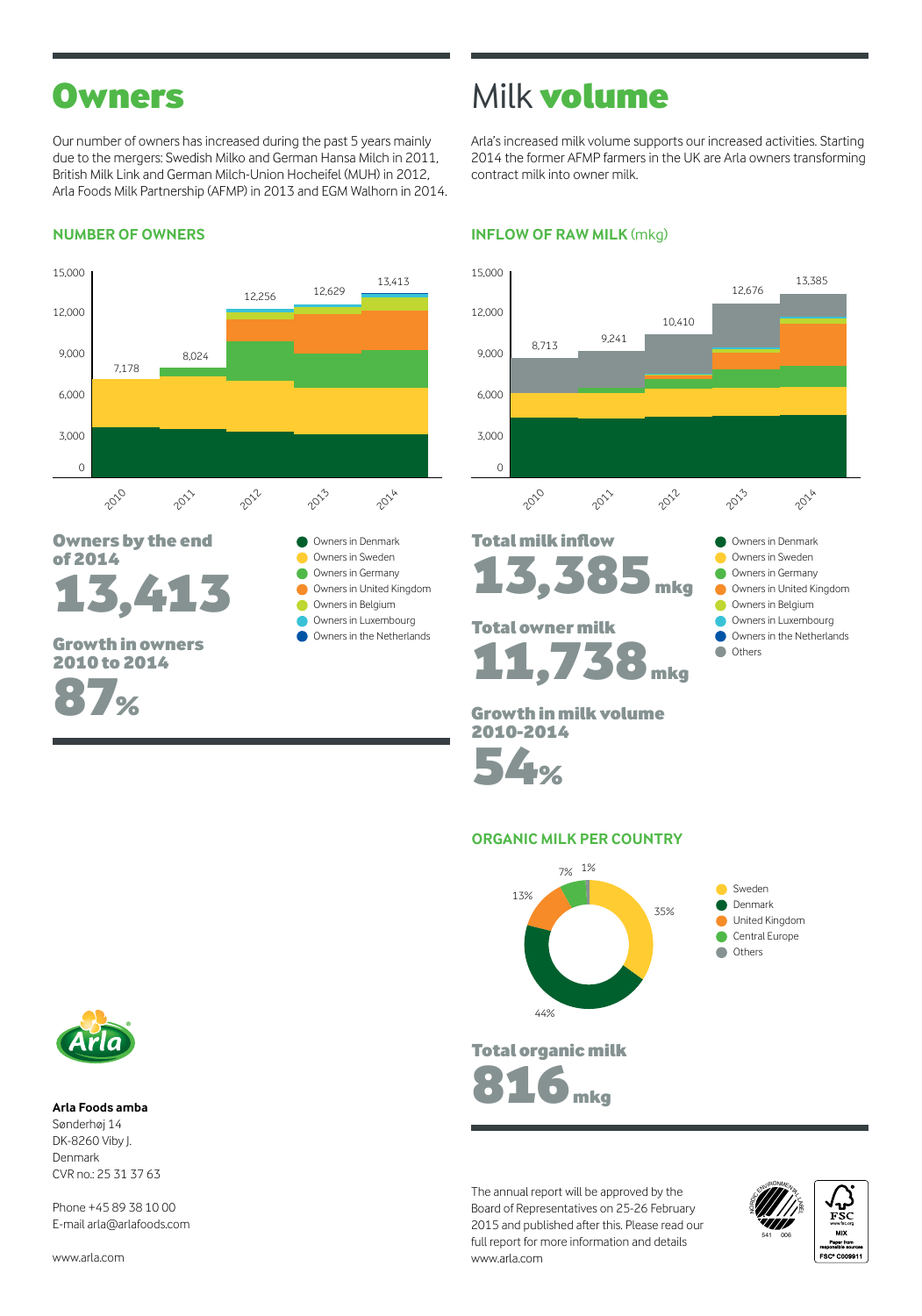# Owners

Our number of owners has increased during the past 5 years mainly due to the mergers: Swedish Milko and German Hansa Milch in 2011, British Milk Link and German Milch-Union Hocheifel (MUH) in 2012, Arla Foods Milk Partnership (AFMP) in 2013 and EGM Walhorn in 2014.

### NUMBER OF OWNERS

15,000
12,000
9,000
6,000
3,000
0

7,178
8,024
12,256
12,629
13,413

2010 2011 2012 2013 2014

Owners in Denmark
Owners in Sweden
Owners in Germany
Owners in United Kingdom
Owners in Belgium
Owners in Luxembourg
Owners in the Netherlands

**Owners by the end of 2014**

**13,413**

**Growth in owners 2010 to 2014**

**87%**

# Milk volume

Arla's increased milk volume supports our increased activities. Starting 2014 the former AFMP farmers in the UK are Arla owners transforming contract milk into owner milk.

### INFLOW OF RAW MILK (mkg)

15,000
12,000
9,000
6,000
3,000
0

8,713
9,241
10,410
12,676
13,385

2010 2011 2012 2013 2014

Owners in Denmark
Owners in Sweden
Owners in Germany
Owners in United Kingdom
Owners in Belgium
Owners in Luxembourg
Owners in the Netherlands
Others

**Total milk inflow**

**13,385 mkg**

**Total owner milk**

**11,738 mkg**

**Growth in milk volume 2010-2014**

**54%**

### ORGANIC MILK PER COUNTRY

35%
44%
13%
7%
1%

Sweden
Denmark
United Kingdom
Central Europe
Others

**Total organic milk**

**816 mkg**

**Arla Foods amba**
Sønderhøj 14
DK-8260 Viby J.
Denmark
CVR no.: 25 31 37 63

Phone +45 89 38 10 00
E-mail arla@arlafoods.com

www.arla.com

The annual report will be approved by the Board of Representatives on 25-26 February 2015 and published after this. Please read our full report for more information and details www.arla.com